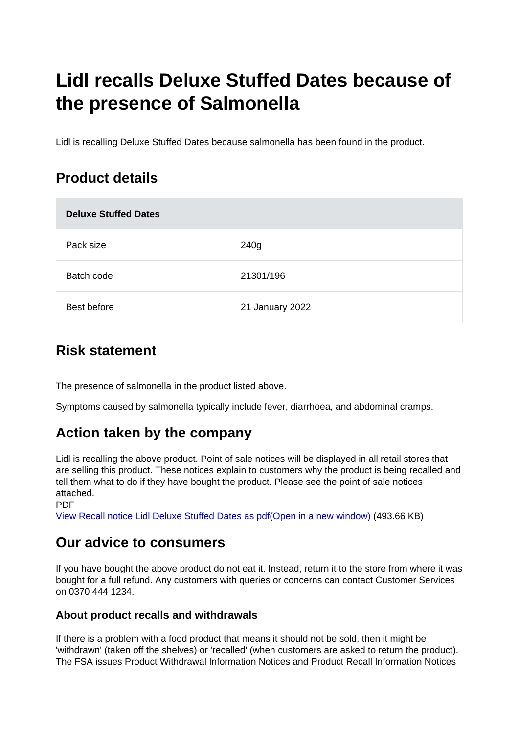# Lidl recalls Deluxe Stuffed Dates because of the presence of Salmonella

Lidl is recalling Deluxe Stuffed Dates because salmonella has been found in the product.

## Product details

| Deluxe Stuffed Dates | |
|---|---|
| Pack size | 240g |
| Batch code | 21301/196 |
| Best before | 21 January 2022 |

## Risk statement

The presence of salmonella in the product listed above.

Symptoms caused by salmonella typically include fever, diarrhoea, and abdominal cramps.

## Action taken by the company

Lidl is recalling the above product. Point of sale notices will be displayed in all retail stores that are selling this product. These notices explain to customers why the product is being recalled and tell them what to do if they have bought the product. Please see the point of sale notices attached.
PDF
[View Recall notice Lidl Deluxe Stuffed Dates as pdf(Open in a new window)] (493.66 KB)

## Our advice to consumers

If you have bought the above product do not eat it. Instead, return it to the store from where it was bought for a full refund. Any customers with queries or concerns can contact Customer Services on 0370 444 1234.

### About product recalls and withdrawals

If there is a problem with a food product that means it should not be sold, then it might be 'withdrawn' (taken off the shelves) or 'recalled' (when customers are asked to return the product). The FSA issues Product Withdrawal Information Notices and Product Recall Information Notices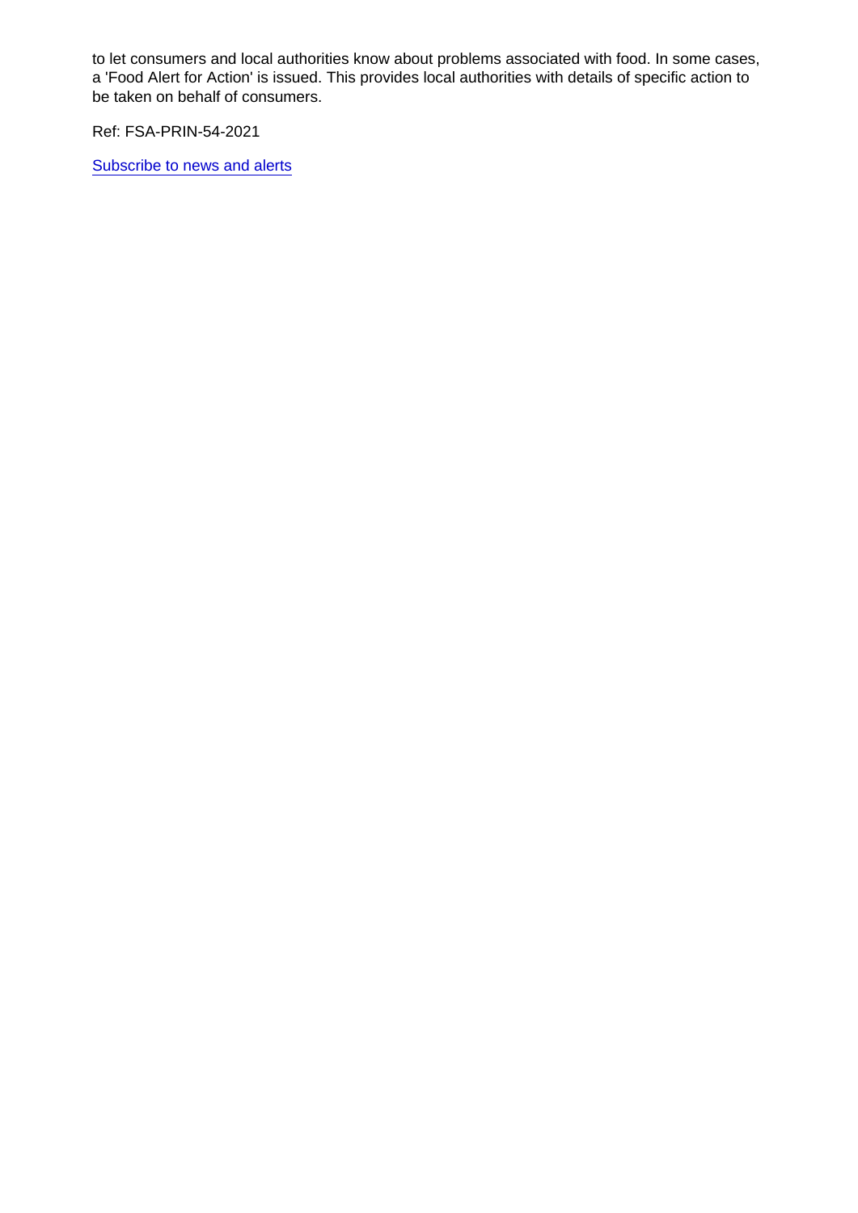to let consumers and local authorities know about problems associated with food. In some cases, a 'Food Alert for Action' is issued. This provides local authorities with details of specific action to be taken on behalf of consumers.

Ref: FSA-PRIN-54-2021

Subscribe to news and alerts